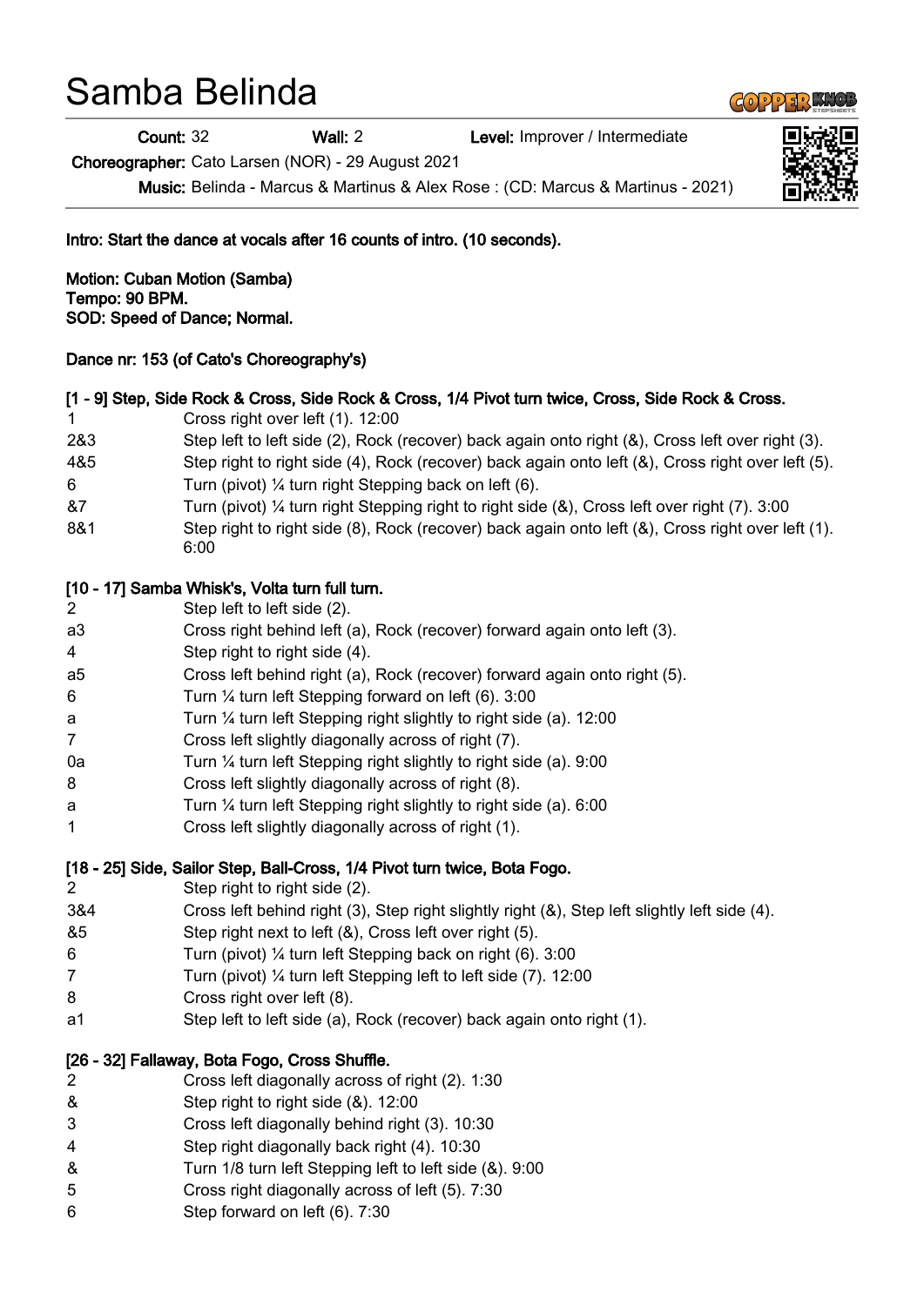# Samba Belinda

**Count:** 32 **Wall:** 2 **Level:** Improver / Intermediate

**Choreographer:** Cato Larsen (NOR) - 29 August 2021

**Music:** Belinda - Marcus & Martinus & Alex Rose : (CD: Marcus & Martinus - 2021)

**Intro: Start the dance at vocals after 16 counts of intro. (10 seconds).**

**Motion: Cuban Motion (Samba)**
**Tempo: 90 BPM.**
**SOD: Speed of Dance; Normal.**

**Dance nr: 153 (of Cato's Choreography's)**

**[1 - 9] Step, Side Rock & Cross, Side Rock & Cross, 1/4 Pivot turn twice, Cross, Side Rock & Cross.**

| | |
|---|---|
| 1 | Cross right over left (1). 12:00 |
| 2&3 | Step left to left side (2), Rock (recover) back again onto right (&), Cross left over right (3). |
| 4&5 | Step right to right side (4), Rock (recover) back again onto left (&), Cross right over left (5). |
| 6 | Turn (pivot) ¼ turn right Stepping back on left (6). |
| &7 | Turn (pivot) ¼ turn right Stepping right to right side (&), Cross left over right (7). 3:00 |
| 8&1 | Step right to right side (8), Rock (recover) back again onto left (&), Cross right over left (1). 6:00 |

**[10 - 17] Samba Whisk's, Volta turn full turn.**

| | |
|---|---|
| 2 | Step left to left side (2). |
| a3 | Cross right behind left (a), Rock (recover) forward again onto left (3). |
| 4 | Step right to right side (4). |
| a5 | Cross left behind right (a), Rock (recover) forward again onto right (5). |
| 6 | Turn ¼ turn left Stepping forward on left (6). 3:00 |
| a | Turn ¼ turn left Stepping right slightly to right side (a). 12:00 |
| 7 | Cross left slightly diagonally across of right (7). |
| 0a | Turn ¼ turn left Stepping right slightly to right side (a). 9:00 |
| 8 | Cross left slightly diagonally across of right (8). |
| a | Turn ¼ turn left Stepping right slightly to right side (a). 6:00 |
| 1 | Cross left slightly diagonally across of right (1). |

**[18 - 25] Side, Sailor Step, Ball-Cross, 1/4 Pivot turn twice, Bota Fogo.**

| | |
|---|---|
| 2 | Step right to right side (2). |
| 3&4 | Cross left behind right (3), Step right slightly right (&), Step left slightly left side (4). |
| &5 | Step right next to left (&), Cross left over right (5). |
| 6 | Turn (pivot) ¼ turn left Stepping back on right (6). 3:00 |
| 7 | Turn (pivot) ¼ turn left Stepping left to left side (7). 12:00 |
| 8 | Cross right over left (8). |
| a1 | Step left to left side (a), Rock (recover) back again onto right (1). |

**[26 - 32] Fallaway, Bota Fogo, Cross Shuffle.**

| | |
|---|---|
| 2 | Cross left diagonally across of right (2). 1:30 |
| & | Step right to right side (&). 12:00 |
| 3 | Cross left diagonally behind right (3). 10:30 |
| 4 | Step right diagonally back right (4). 10:30 |
| & | Turn 1/8 turn left Stepping left to left side (&). 9:00 |
| 5 | Cross right diagonally across of left (5). 7:30 |
| 6 | Step forward on left (6). 7:30 |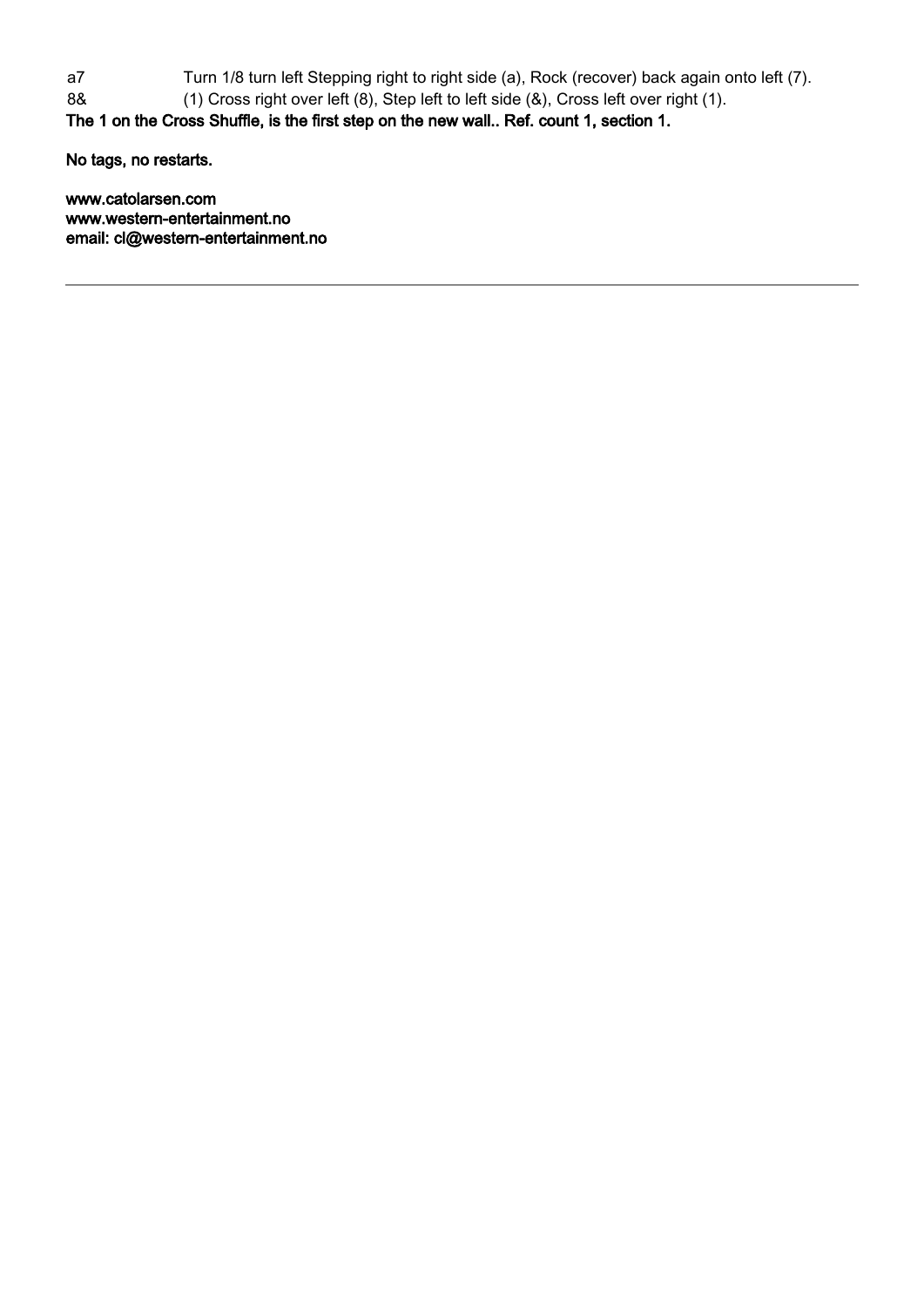| | |
|---|---|
| a7 | Turn 1/8 turn left Stepping right to right side (a), Rock (recover) back again onto left (7). |
| 8& | (1) Cross right over left (8), Step left to left side (&), Cross left over right (1). |

**The 1 on the Cross Shuffle, is the first step on the new wall.. Ref. count 1, section 1.**

**No tags, no restarts.**

**www.catolarsen.com**
**www.western-entertainment.no**
**email: cl@western-entertainment.no**

---